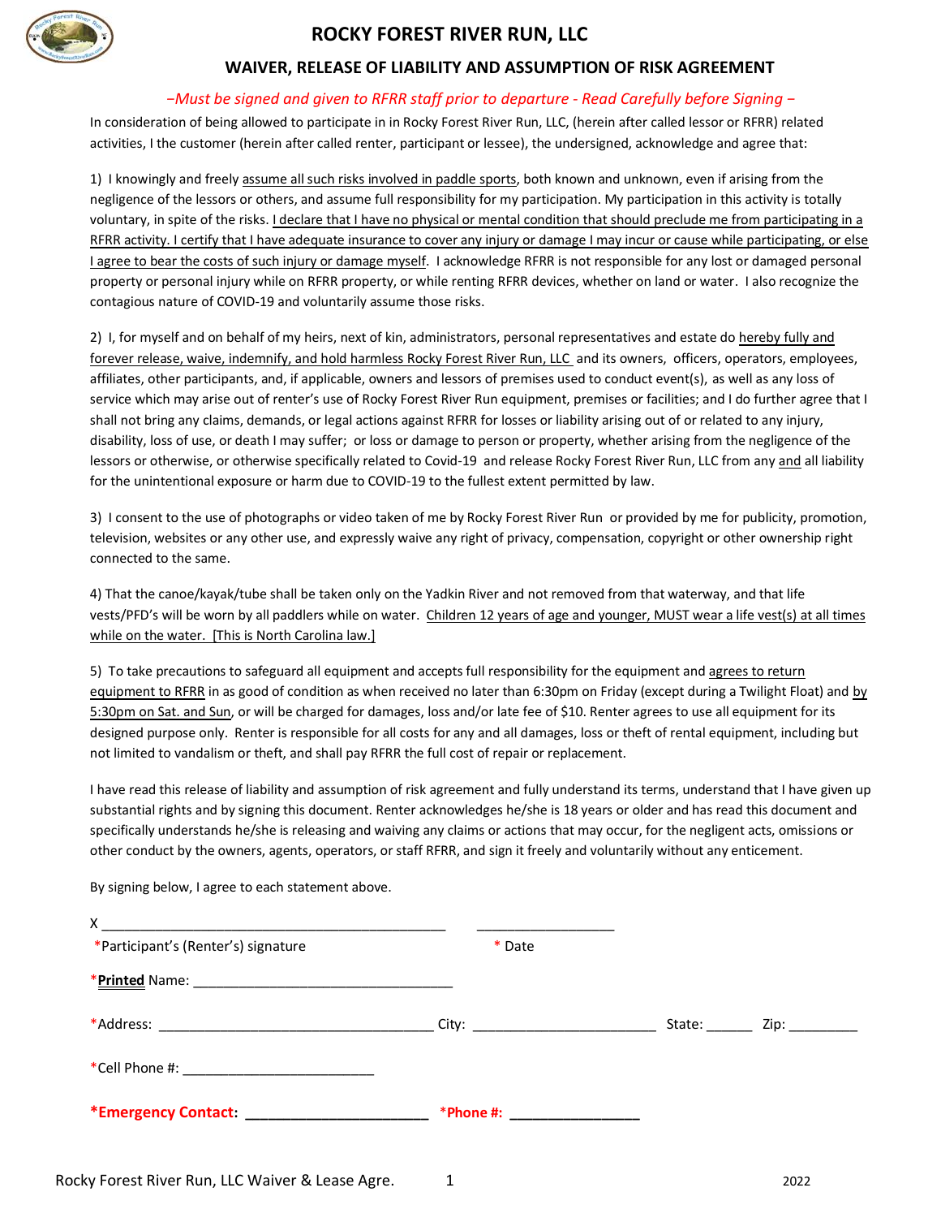# ROCKY FOREST RIVER RUN, LLC

## WAIVER, RELEASE OF LIABILITY AND ASSUMPTION OF RISK AGREEMENT

*–Must be signed and given to RFRR staff prior to departure - Read Carefully before Signing –*

In consideration of being allowed to participate in in Rocky Forest River Run, LLC, (herein after called lessor or RFRR) related activities, I the customer (herein after called renter, participant or lessee), the undersigned, acknowledge and agree that:

1) I knowingly and freely assume all such risks involved in paddle sports, both known and unknown, even if arising from the negligence of the lessors or others, and assume full responsibility for my participation. My participation in this activity is totally voluntary, in spite of the risks. I declare that I have no physical or mental condition that should preclude me from participating in a RFRR activity. I certify that I have adequate insurance to cover any injury or damage I may incur or cause while participating, or else I agree to bear the costs of such injury or damage myself. I acknowledge RFRR is not responsible for any lost or damaged personal property or personal injury while on RFRR property, or while renting RFRR devices, whether on land or water. I also recognize the contagious nature of COVID-19 and voluntarily assume those risks.

2) I, for myself and on behalf of my heirs, next of kin, administrators, personal representatives and estate do hereby fully and forever release, waive, indemnify, and hold harmless Rocky Forest River Run, LLC and its owners, officers, operators, employees, affiliates, other participants, and, if applicable, owners and lessors of premises used to conduct event(s), as well as any loss of service which may arise out of renter's use of Rocky Forest River Run equipment, premises or facilities; and I do further agree that I shall not bring any claims, demands, or legal actions against RFRR for losses or liability arising out of or related to any injury, disability, loss of use, or death I may suffer; or loss or damage to person or property, whether arising from the negligence of the lessors or otherwise, or otherwise specifically related to Covid-19 and release Rocky Forest River Run, LLC from any and all liability for the unintentional exposure or harm due to COVID-19 to the fullest extent permitted by law.

3) I consent to the use of photographs or video taken of me by Rocky Forest River Run or provided by me for publicity, promotion, television, websites or any other use, and expressly waive any right of privacy, compensation, copyright or other ownership right connected to the same.

4) That the canoe/kayak/tube shall be taken only on the Yadkin River and not removed from that waterway, and that life vests/PFD's will be worn by all paddlers while on water. Children 12 years of age and younger, MUST wear a life vest(s) at all times while on the water. [This is North Carolina law.]

5) To take precautions to safeguard all equipment and accepts full responsibility for the equipment and agrees to return equipment to RFRR in as good of condition as when received no later than 6:30pm on Friday (except during a Twilight Float) and by 5:30pm on Sat. and Sun, or will be charged for damages, loss and/or late fee of $10. Renter agrees to use all equipment for its designed purpose only. Renter is responsible for all costs for any and all damages, loss or theft of rental equipment, including but not limited to vandalism or theft, and shall pay RFRR the full cost of repair or replacement.

I have read this release of liability and assumption of risk agreement and fully understand its terms, understand that I have given up substantial rights and by signing this document. Renter acknowledges he/she is 18 years or older and has read this document and specifically understands he/she is releasing and waiving any claims or actions that may occur, for the negligent acts, omissions or other conduct by the owners, agents, operators, or staff RFRR, and sign it freely and voluntarily without any enticement.

By signing below, I agree to each statement above.

X ______________________________________________ ____________________

*Participant's (Renter's) signature * Date

*Printed Name: ____________________________________

*Address: ____________________________________ City: ________________________ State: ______ Zip: _________

*Cell Phone #: _________________________

**\*Emergency Contact: _______________________ \*Phone #: _________________**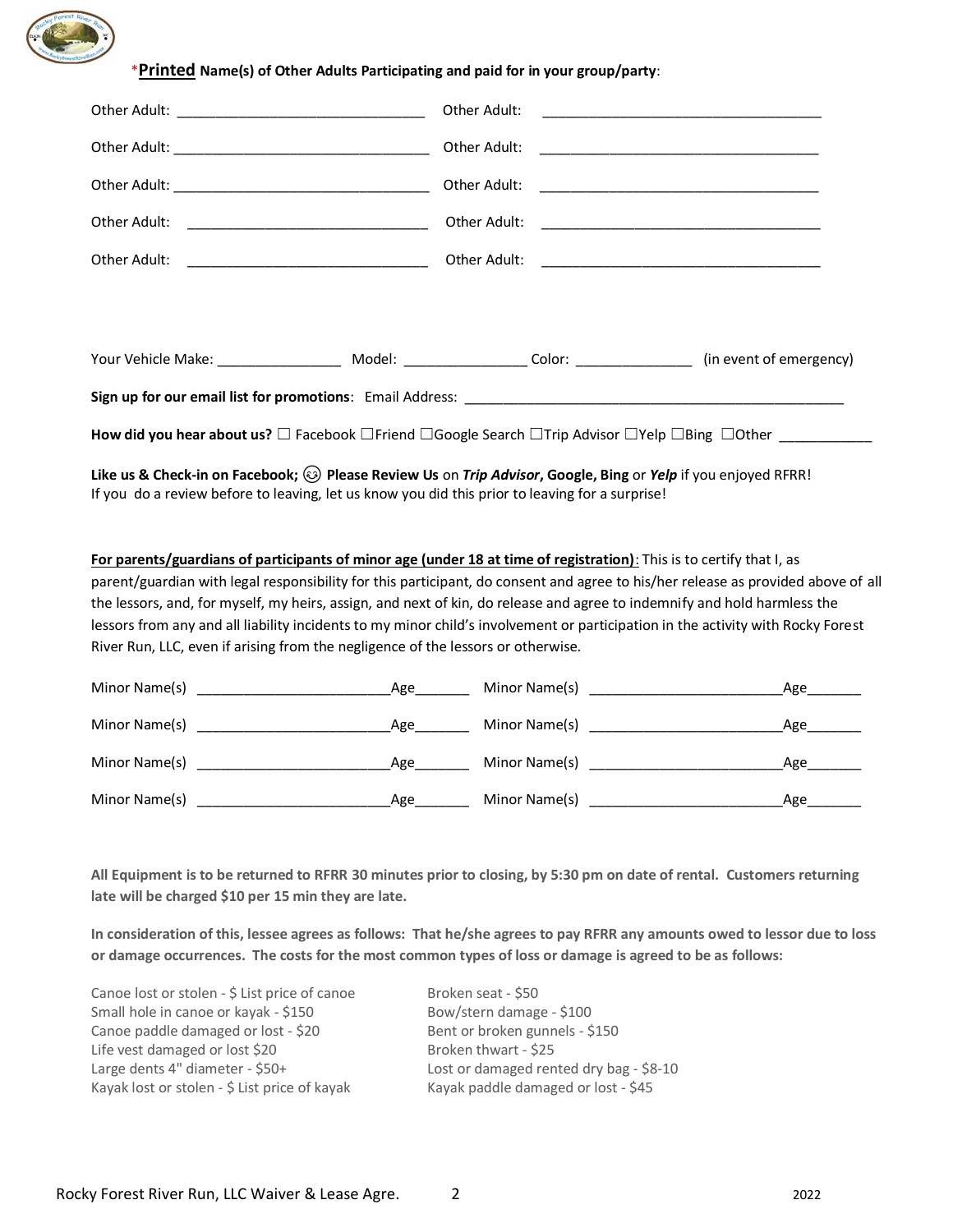\***Printed** **Name(s) of Other Adults Participating and paid for in your group/party**:

Other Adult: ________________________________ Other Adult: ____________________________________

Other Adult: _________________________________ Other Adult: ____________________________________

Other Adult: _________________________________ Other Adult: ____________________________________

Other Adult: _______________________________ Other Adult: ____________________________________

Other Adult: _______________________________ Other Adult: ____________________________________

Your Vehicle Make: ________________ Model: ________________ Color: _______________ (in event of emergency)

**Sign up for our email list for promotions**: Email Address: ____________________________________________________

**How did you hear about us?** ☐ Facebook ☐Friend ☐Google Search ☐Trip Advisor ☐Yelp ☐Bing ☐Other ____________

**Like us & Check-in on Facebook;** 😉 **Please Review Us** on ***Trip Advisor*****, Google, Bing** or ***Yelp*** if you enjoyed RFRR!
If you do a review before to leaving, let us know you did this prior to leaving for a surprise!

**For parents/guardians of participants of minor age (under 18 at time of registration)**: This is to certify that I, as parent/guardian with legal responsibility for this participant, do consent and agree to his/her release as provided above of all the lessors, and, for myself, my heirs, assign, and next of kin, do release and agree to indemnify and hold harmless the lessors from any and all liability incidents to my minor child's involvement or participation in the activity with Rocky Forest River Run, LLC, even if arising from the negligence of the lessors or otherwise.

Minor Name(s) _________________________Age_______ Minor Name(s) _________________________Age_______

Minor Name(s) _________________________Age_______ Minor Name(s) _________________________Age_______

Minor Name(s) _________________________Age_______ Minor Name(s) _________________________Age_______

Minor Name(s) _________________________Age_______ Minor Name(s) _________________________Age_______

**All Equipment is to be returned to RFRR 30 minutes prior to closing, by 5:30 pm on date of rental. Customers returning late will be charged $10 per 15 min they are late.**

**In consideration of this, lessee agrees as follows: That he/she agrees to pay RFRR any amounts owed to lessor due to loss or damage occurrences. The costs for the most common types of loss or damage is agreed to be as follows:**

Canoe lost or stolen - $ List price of canoe
Small hole in canoe or kayak - $150
Canoe paddle damaged or lost - $20
Life vest damaged or lost $20
Large dents 4" diameter - $50+
Kayak lost or stolen - $ List price of kayak
Broken seat - $50
Bow/stern damage - $100
Bent or broken gunnels - $150
Broken thwart - $25
Lost or damaged rented dry bag - $8-10
Kayak paddle damaged or lost - $45